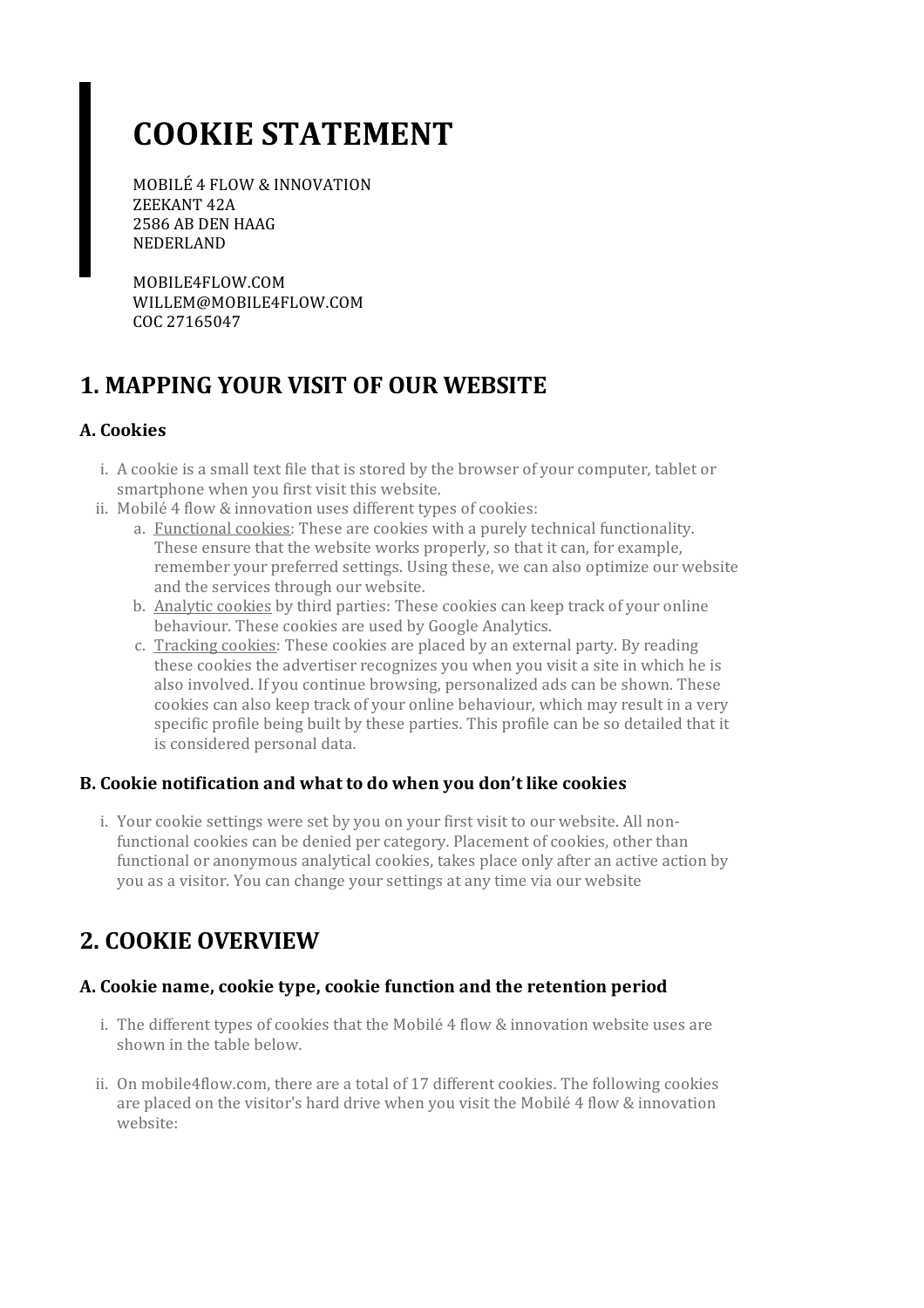# COOKIE STATEMENT

MOBILÉ 4 FLOW & INNOVATION
ZEEKANT 42A
2586 AB DEN HAAG
NEDERLAND

MOBILE4FLOW.COM
WILLEM@MOBILE4FLOW.COM
COC 27165047

## 1. MAPPING YOUR VISIT OF OUR WEBSITE

### A. Cookies

i. A cookie is a small text file that is stored by the browser of your computer, tablet or smartphone when you first visit this website.
ii. Mobilé 4 flow & innovation uses different types of cookies:
   a. Functional cookies: These are cookies with a purely technical functionality. These ensure that the website works properly, so that it can, for example, remember your preferred settings. Using these, we can also optimize our website and the services through our website.
   b. Analytic cookies by third parties: These cookies can keep track of your online behaviour. These cookies are used by Google Analytics.
   c. Tracking cookies: These cookies are placed by an external party. By reading these cookies the advertiser recognizes you when you visit a site in which he is also involved. If you continue browsing, personalized ads can be shown. These cookies can also keep track of your online behaviour, which may result in a very specific profile being built by these parties. This profile can be so detailed that it is considered personal data.

### B. Cookie notification and what to do when you don't like cookies

i. Your cookie settings were set by you on your first visit to our website. All non-functional cookies can be denied per category. Placement of cookies, other than functional or anonymous analytical cookies, takes place only after an active action by you as a visitor. You can change your settings at any time via our website

## 2. COOKIE OVERVIEW

### A. Cookie name, cookie type, cookie function and the retention period

i. The different types of cookies that the Mobilé 4 flow & innovation website uses are shown in the table below.

ii. On mobile4flow.com, there are a total of 17 different cookies. The following cookies are placed on the visitor's hard drive when you visit the Mobilé 4 flow & innovation website: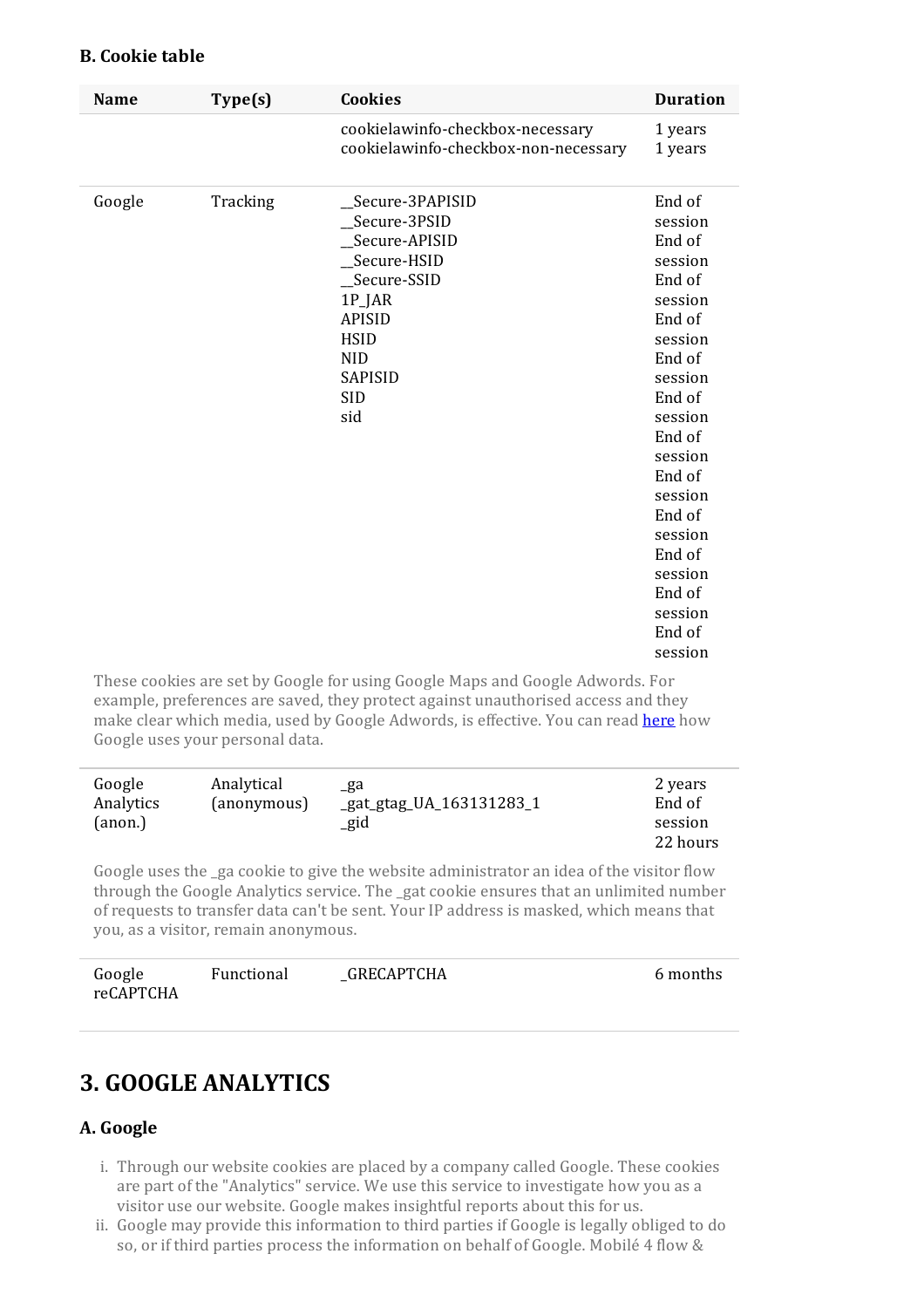### B. Cookie table

| Name | Type(s) | Cookies | Duration |
|---|---|---|---|
| | | cookielawinfo-checkbox-necessary<br>cookielawinfo-checkbox-non-necessary | 1 years<br>1 years |
| Google | Tracking | __Secure-3PAPISID<br>__Secure-3PSID<br>__Secure-APISID<br>__Secure-HSID<br>__Secure-SSID<br>1P_JAR<br>APISID<br>HSID<br>NID<br>SAPISID<br>SID<br>sid | End of session<br>End of session<br>End of session<br>End of session<br>End of session<br>End of session<br>End of session<br>End of session<br>End of session<br>End of session<br>End of session<br>End of session |

These cookies are set by Google for using Google Maps and Google Adwords. For example, preferences are saved, they protect against unauthorised access and they make clear which media, used by Google Adwords, is effective. You can read here how Google uses your personal data.

| Name | Type(s) | Cookies | Duration |
|---|---|---|---|
| Google Analytics (anon.) | Analytical (anonymous) | _ga<br>_gat_gtag_UA_163131283_1<br>_gid | 2 years<br>End of session<br>22 hours |

Google uses the _ga cookie to give the website administrator an idea of the visitor flow through the Google Analytics service. The _gat cookie ensures that an unlimited number of requests to transfer data can't be sent. Your IP address is masked, which means that you, as a visitor, remain anonymous.

| Name | Type(s) | Cookies | Duration |
|---|---|---|---|
| Google reCAPTCHA | Functional | _GRECAPTCHA | 6 months |

## 3. GOOGLE ANALYTICS

### A. Google

i. Through our website cookies are placed by a company called Google. These cookies are part of the "Analytics" service. We use this service to investigate how you as a visitor use our website. Google makes insightful reports about this for us.

ii. Google may provide this information to third parties if Google is legally obliged to do so, or if third parties process the information on behalf of Google. Mobilé 4 flow &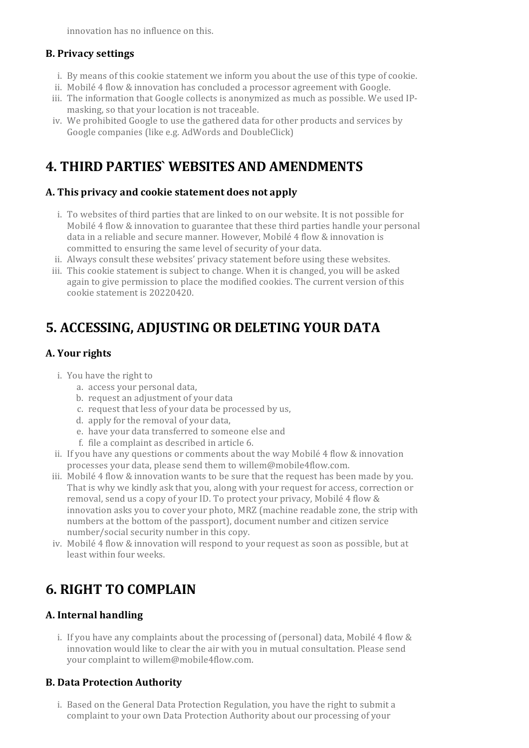innovation has no influence on this.

### B. Privacy settings

i. By means of this cookie statement we inform you about the use of this type of cookie.
ii. Mobilé 4 flow & innovation has concluded a processor agreement with Google.
iii. The information that Google collects is anonymized as much as possible. We used IP-masking, so that your location is not traceable.
iv. We prohibited Google to use the gathered data for other products and services by Google companies (like e.g. AdWords and DoubleClick)

## 4. THIRD PARTIES` WEBSITES AND AMENDMENTS

### A. This privacy and cookie statement does not apply

i. To websites of third parties that are linked to on our website. It is not possible for Mobilé 4 flow & innovation to guarantee that these third parties handle your personal data in a reliable and secure manner. However, Mobilé 4 flow & innovation is committed to ensuring the same level of security of your data.
ii. Always consult these websites' privacy statement before using these websites.
iii. This cookie statement is subject to change. When it is changed, you will be asked again to give permission to place the modified cookies. The current version of this cookie statement is 20220420.

## 5. ACCESSING, ADJUSTING OR DELETING YOUR DATA

### A. Your rights

i. You have the right to
   a. access your personal data,
   b. request an adjustment of your data
   c. request that less of your data be processed by us,
   d. apply for the removal of your data,
   e. have your data transferred to someone else and
   f. file a complaint as described in article 6.
ii. If you have any questions or comments about the way Mobilé 4 flow & innovation processes your data, please send them to willem@mobile4flow.com.
iii. Mobilé 4 flow & innovation wants to be sure that the request has been made by you. That is why we kindly ask that you, along with your request for access, correction or removal, send us a copy of your ID. To protect your privacy, Mobilé 4 flow & innovation asks you to cover your photo, MRZ (machine readable zone, the strip with numbers at the bottom of the passport), document number and citizen service number/social security number in this copy.
iv. Mobilé 4 flow & innovation will respond to your request as soon as possible, but at least within four weeks.

## 6. RIGHT TO COMPLAIN

### A. Internal handling

i. If you have any complaints about the processing of (personal) data, Mobilé 4 flow & innovation would like to clear the air with you in mutual consultation. Please send your complaint to willem@mobile4flow.com.

### B. Data Protection Authority

i. Based on the General Data Protection Regulation, you have the right to submit a complaint to your own Data Protection Authority about our processing of your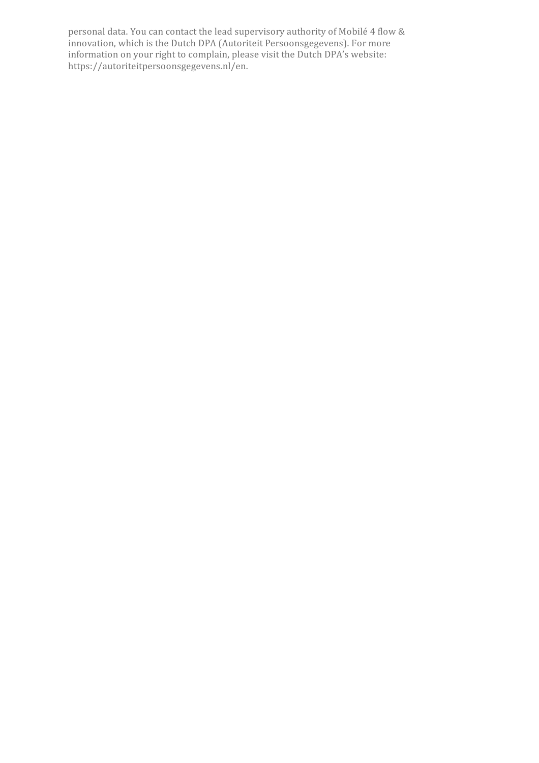personal data. You can contact the lead supervisory authority of Mobilé 4 flow & innovation, which is the Dutch DPA (Autoriteit Persoonsgegevens). For more information on your right to complain, please visit the Dutch DPA's website: https://autoriteitpersoonsgegevens.nl/en.